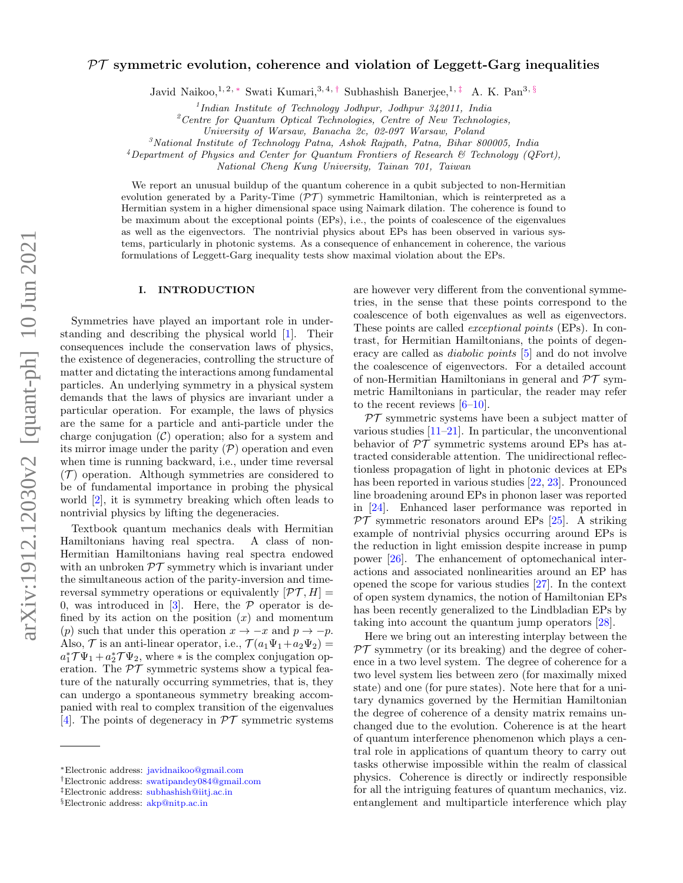# $\mathcal{PT}$ symmetric evolution, coherence and violation of Leggett-Garg inequalities

Javid Naikoo,[1,2,*] Swati Kumari,[3,4,†] Subhashish Banerjee,[1,‡] A. K. Pan[3,§]

[1] Indian Institute of Technology Jodhpur, Jodhpur 342011, India
[2] Centre for Quantum Optical Technologies, Centre of New Technologies, University of Warsaw, Banacha 2c, 02-097 Warsaw, Poland
[3] National Institute of Technology Patna, Ashok Rajpath, Patna, Bihar 800005, India
[4] Department of Physics and Center for Quantum Frontiers of Research & Technology (QFort), National Cheng Kung University, Tainan 701, Taiwan

We report an unusual buildup of the quantum coherence in a qubit subjected to non-Hermitian evolution generated by a Parity-Time ($\mathcal{PT}$) symmetric Hamiltonian, which is reinterpreted as a Hermitian system in a higher dimensional space using Naimark dilation. The coherence is found to be maximum about the exceptional points (EPs), i.e., the points of coalescence of the eigenvalues as well as the eigenvectors. The nontrivial physics about EPs has been observed in various systems, particularly in photonic systems. As a consequence of enhancement in coherence, the various formulations of Leggett-Garg inequality tests show maximal violation about the EPs.

## I. INTRODUCTION

Symmetries have played an important role in understanding and describing the physical world [1]. Their consequences include the conservation laws of physics, the existence of degeneracies, controlling the structure of matter and dictating the interactions among fundamental particles. An underlying symmetry in a physical system demands that the laws of physics are invariant under a particular operation. For example, the laws of physics are the same for a particle and anti-particle under the charge conjugation ($\mathcal{C}$) operation; also for a system and its mirror image under the parity ($\mathcal{P}$) operation and even when time is running backward, i.e., under time reversal ($\mathcal{T}$) operation. Although symmetries are considered to be of fundamental importance in probing the physical world [2], it is symmetry breaking which often leads to nontrivial physics by lifting the degeneracies.

Textbook quantum mechanics deals with Hermitian Hamiltonians having real spectra. A class of non-Hermitian Hamiltonians having real spectra endowed with an unbroken $\mathcal{PT}$ symmetry which is invariant under the simultaneous action of the parity-inversion and time-reversal symmetry operations or equivalently $[\mathcal{PT}, H] = 0$, was introduced in [3]. Here, the $\mathcal{P}$ operator is defined by its action on the position ($x$) and momentum ($p$) such that under this operation $x \rightarrow -x$ and $p \rightarrow -p$. Also, $\mathcal{T}$ is an anti-linear operator, i.e., $\mathcal{T}(a_1\Psi_1 + a_2\Psi_2) = a_1^*\mathcal{T}\Psi_1 + a_2^*\mathcal{T}\Psi_2$, where $*$ is the complex conjugation operation. The $\mathcal{PT}$ symmetric systems show a typical feature of the naturally occurring symmetries, that is, they can undergo a spontaneous symmetry breaking accompanied with real to complex transition of the eigenvalues [4]. The points of degeneracy in $\mathcal{PT}$ symmetric systems are however very different from the conventional symmetries, in the sense that these points correspond to the coalescence of both eigenvalues as well as eigenvectors. These points are called *exceptional points* (EPs). In contrast, for Hermitian Hamiltonians, the points of degeneracy are called as *diabolic points* [5] and do not involve the coalescence of eigenvectors. For a detailed account of non-Hermitian Hamiltonians in general and $\mathcal{PT}$ symmetric Hamiltonians in particular, the reader may refer to the recent reviews [6–10].

$\mathcal{PT}$ symmetric systems have been a subject matter of various studies [11–21]. In particular, the unconventional behavior of $\mathcal{PT}$ symmetric systems around EPs has attracted considerable attention. The unidirectional reflectionless propagation of light in photonic devices at EPs has been reported in various studies [22, 23]. Pronounced line broadening around EPs in phonon laser was reported in [24]. Enhanced laser performance was reported in $\mathcal{PT}$ symmetric resonators around EPs [25]. A striking example of nontrivial physics occurring around EPs is the reduction in light emission despite increase in pump power [26]. The enhancement of optomechanical interactions and associated nonlinearities around an EP has opened the scope for various studies [27]. In the context of open system dynamics, the notion of Hamiltonian EPs has been recently generalized to the Lindbladian EPs by taking into account the quantum jump operators [28].

Here we bring out an interesting interplay between the $\mathcal{PT}$ symmetry (or its breaking) and the degree of coherence in a two level system. The degree of coherence for a two level system lies between zero (for maximally mixed state) and one (for pure states). Note here that for a unitary dynamics governed by the Hermitian Hamiltonian the degree of coherence of a density matrix remains unchanged due to the evolution. Coherence is at the heart of quantum interference phenomenon which plays a central role in applications of quantum theory to carry out tasks otherwise impossible within the realm of classical physics. Coherence is directly or indirectly responsible for all the intriguing features of quantum mechanics, viz. entanglement and multiparticle interference which play

* Electronic address: javidnaikoo@gmail.com
† Electronic address: swatipandey084@gmail.com
‡ Electronic address: subhashish@iitj.ac.in
§ Electronic address: akp@nitp.ac.in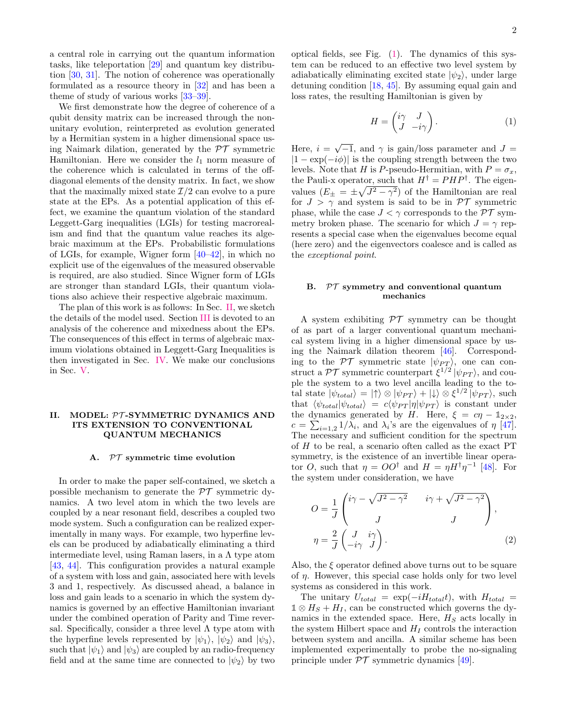a central role in carrying out the quantum information tasks, like teleportation [29] and quantum key distribution [30, 31]. The notion of coherence was operationally formulated as a resource theory in [32] and has been a theme of study of various works [33–39].

We first demonstrate how the degree of coherence of a qubit density matrix can be increased through the non-unitary evolution, reinterpreted as evolution generated by a Hermitian system in a higher dimensional space using Naimark dilation, generated by the $\mathcal{PT}$ symmetric Hamiltonian. Here we consider the $l_1$ norm measure of the coherence which is calculated in terms of the off-diagonal elements of the density matrix. In fact, we show that the maximally mixed state $\mathcal{I}/2$ can evolve to a pure state at the EPs. As a potential application of this effect, we examine the quantum violation of the standard Leggett-Garg inequalities (LGIs) for testing macrorealism and find that the quantum value reaches its algebraic maximum at the EPs. Probabilistic formulations of LGIs, for example, Wigner form [40–42], in which no explicit use of the eigenvalues of the measured observable is required, are also studied. Since Wigner form of LGIs are stronger than standard LGIs, their quantum violations also achieve their respective algebraic maximum.

The plan of this work is as follows: In Sec. II, we sketch the details of the model used. Section III is devoted to an analysis of the coherence and mixedness about the EPs. The consequences of this effect in terms of algebraic maximum violations obtained in Leggett-Garg Inequalities is then investigated in Sec. IV. We make our conclusions in Sec. V.

## II. MODEL: $\mathcal{PT}$-SYMMETRIC DYNAMICS AND ITS EXTENSION TO CONVENTIONAL QUANTUM MECHANICS

### A. $\mathcal{PT}$ symmetric time evolution

In order to make the paper self-contained, we sketch a possible mechanism to generate the $\mathcal{PT}$ symmetric dynamics. A two level atom in which the two levels are coupled by a near resonant field, describes a coupled two mode system. Such a configuration can be realized experimentally in many ways. For example, two hyperfine levels can be produced by adiabatically eliminating a third intermediate level, using Raman lasers, in a $\Lambda$ type atom [43, 44]. This configuration provides a natural example of a system with loss and gain, associated here with levels 3 and 1, respectively. As discussed ahead, a balance in loss and gain leads to a scenario in which the system dynamics is governed by an effective Hamiltonian invariant under the combined operation of Parity and Time reversal. Specifically, consider a three level $\Lambda$ type atom with the hyperfine levels represented by $|\psi_1\rangle$, $|\psi_2\rangle$ and $|\psi_3\rangle$, such that $|\psi_1\rangle$ and $|\psi_3\rangle$ are coupled by an radio-frequency field and at the same time are connected to $|\psi_2\rangle$ by two optical fields, see Fig. (1). The dynamics of this system can be reduced to an effective two level system by adiabatically eliminating excited state $|\psi_2\rangle$, under large detuning condition [18, 45]. By assuming equal gain and loss rates, the resulting Hamiltonian is given by

$$H = \begin{pmatrix} i\gamma & J \\ J & -i\gamma \end{pmatrix}. \tag{1}$$

Here, $i = \sqrt{-1}$, and $\gamma$ is gain/loss parameter and $J = |1 - \exp(-i\phi)|$ is the coupling strength between the two levels. Note that $H$ is $P$-pseudo-Hermitian, with $P = \sigma_x$, the Pauli-x operator, such that $H^\dagger = PHP^\dagger$. The eigenvalues ($E_\pm = \pm\sqrt{J^2 - \gamma^2}$) of the Hamiltonian are real for $J > \gamma$ and system is said to be in $\mathcal{PT}$ symmetric phase, while the case $J < \gamma$ corresponds to the $\mathcal{PT}$ symmetry broken phase. The scenario for which $J = \gamma$ represents a special case when the eigenvalues become equal (here zero) and the eigenvectors coalesce and is called as the *exceptional point*.

### B. $\mathcal{PT}$ symmetry and conventional quantum mechanics

A system exhibiting $\mathcal{PT}$ symmetry can be thought of as part of a larger conventional quantum mechanical system living in a higher dimensional space by using the Naimark dilation theorem [46]. Corresponding to the $\mathcal{PT}$ symmetric state $|\psi_{PT}\rangle$, one can construct a $\mathcal{PT}$ symmetric counterpart $\xi^{1/2}|\psi_{PT}\rangle$, and couple the system to a two level ancilla leading to the total state $|\psi_{total}\rangle = |\uparrow\rangle \otimes |\psi_{PT}\rangle + |\downarrow\rangle \otimes \xi^{1/2}|\psi_{PT}\rangle$, such that $\langle\psi_{total}|\psi_{total}\rangle = c\langle\psi_{PT}|\eta|\psi_{PT}\rangle$ is constant under the dynamics generated by $H$. Here, $\xi = c\eta - \mathbb{1}_{2\times 2}$, $c = \sum_{i=1,2} 1/\lambda_i$, and $\lambda_i$'s are the eigenvalues of $\eta$ [47]. The necessary and sufficient condition for the spectrum of $H$ to be real, a scenario often called as the exact PT symmetry, is the existence of an invertible linear operator $O$, such that $\eta = OO^\dagger$ and $H = \eta H^\dagger \eta^{-1}$ [48]. For the system under consideration, we have

$$O = \frac{1}{J}\begin{pmatrix} i\gamma - \sqrt{J^2 - \gamma^2} & i\gamma + \sqrt{J^2 - \gamma^2} \\ J & J \end{pmatrix},$$
$$\eta = \frac{2}{J}\begin{pmatrix} J & i\gamma \\ -i\gamma & J \end{pmatrix}. \tag{2}$$

Also, the $\xi$ operator defined above turns out to be square of $\eta$. However, this special case holds only for two level systems as considered in this work.

The unitary $U_{total} = \exp(-iH_{total}t)$, with $H_{total} = \mathbb{1} \otimes H_S + H_I$, can be constructed which governs the dynamics in the extended space. Here, $H_S$ acts locally in the system Hilbert space and $H_I$ controls the interaction between system and ancilla. A similar scheme has been implemented experimentally to probe the no-signaling principle under $\mathcal{PT}$ symmetric dynamics [49].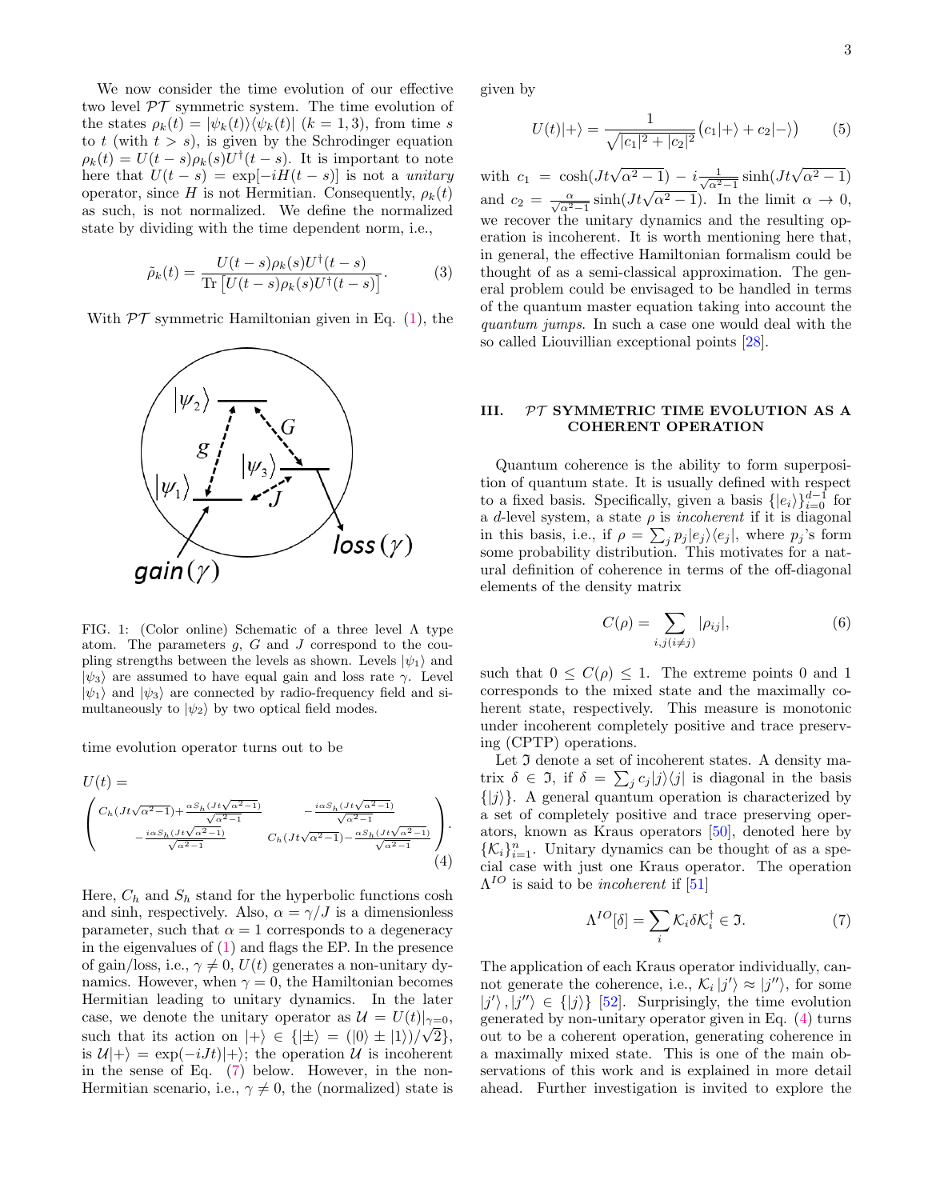We now consider the time evolution of our effective two level $\mathcal{PT}$ symmetric system. The time evolution of the states $\rho_k(t) = |\psi_k(t)\rangle\langle\psi_k(t)|$ $(k = 1, 3)$, from time $s$ to $t$ (with $t > s$), is given by the Schrodinger equation $\rho_k(t) = U(t-s)\rho_k(s)U^\dagger(t-s)$. It is important to note here that $U(t-s) = \exp[-iH(t-s)]$ is not a *unitary* operator, since $H$ is not Hermitian. Consequently, $\rho_k(t)$ as such, is not normalized. We define the normalized state by dividing with the time dependent norm, i.e.,

$$\tilde{\rho}_k(t) = \frac{U(t-s)\rho_k(s)U^\dagger(t-s)}{\mathrm{Tr}\left[U(t-s)\rho_k(s)U^\dagger(t-s)\right]}. \tag{3}$$

With $\mathcal{PT}$ symmetric Hamiltonian given in Eq. (1), the time evolution operator turns out to be

FIG. 1: (Color online) Schematic of a three level $\Lambda$ type atom. The parameters $g$, $G$ and $J$ correspond to the coupling strengths between the levels as shown. Levels $|\psi_1\rangle$ and $|\psi_3\rangle$ are assumed to have equal gain and loss rate $\gamma$. Level $|\psi_1\rangle$ and $|\psi_3\rangle$ are connected by radio-frequency field and simultaneously to $|\psi_2\rangle$ by two optical field modes.

$$U(t) = \begin{pmatrix} C_h(Jt\sqrt{\alpha^2-1}) + \frac{\alpha S_h(Jt\sqrt{\alpha^2-1})}{\sqrt{\alpha^2-1}} & -\frac{i S_h(Jt\sqrt{\alpha^2-1})}{\sqrt{\alpha^2-1}} \\ -\frac{i S_h(Jt\sqrt{\alpha^2-1})}{\sqrt{\alpha^2-1}} & C_h(Jt\sqrt{\alpha^2-1}) - \frac{\alpha S_h(Jt\sqrt{\alpha^2-1})}{\sqrt{\alpha^2-1}} \end{pmatrix}. \tag{4}$$

Here, $C_h$ and $S_h$ stand for the hyperbolic functions cosh and sinh, respectively. Also, $\alpha = \gamma/J$ is a dimensionless parameter, such that $\alpha = 1$ corresponds to a degeneracy in the eigenvalues of (1) and flags the EP. In the presence of gain/loss, i.e., $\gamma \neq 0$, $U(t)$ generates a non-unitary dynamics. However, when $\gamma = 0$, the Hamiltonian becomes Hermitian leading to unitary dynamics. In the later case, we denote the unitary operator as $\mathcal{U} = U(t)|_{\gamma=0}$, such that its action on $|+\rangle \in \{|\pm\rangle = (|0\rangle \pm |1\rangle)/\sqrt{2}\}$, is $\mathcal{U}|+\rangle = \exp(-iJt)|+\rangle$; the operation $\mathcal{U}$ is incoherent in the sense of Eq. (7) below. However, in the non-Hermitian scenario, i.e., $\gamma \neq 0$, the (normalized) state is given by

$$U(t)|+\rangle = \frac{1}{\sqrt{|c_1|^2 + |c_2|^2}}\big(c_1|+\rangle + c_2|-\rangle\big) \tag{5}$$

with $c_1 = \cosh(Jt\sqrt{\alpha^2-1}) - i\frac{1}{\sqrt{\alpha^2-1}}\sinh(Jt\sqrt{\alpha^2-1})$ and $c_2 = \frac{\alpha}{\sqrt{\alpha^2-1}}\sinh(Jt\sqrt{\alpha^2-1})$. In the limit $\alpha \to 0$, we recover the unitary dynamics and the resulting operation is incoherent. It is worth mentioning here that, in general, the effective Hamiltonian formalism could be thought of as a semi-classical approximation. The general problem could be envisaged to be handled in terms of the quantum master equation taking into account the *quantum jumps*. In such a case one would deal with the so called Liouvillian exceptional points [28].

## III. $\mathcal{PT}$ SYMMETRIC TIME EVOLUTION AS A COHERENT OPERATION

Quantum coherence is the ability to form superposition of quantum state. It is usually defined with respect to a fixed basis. Specifically, given a basis $\{|e_i\rangle\}_{i=0}^{d-1}$ for a $d$-level system, a state $\rho$ is *incoherent* if it is diagonal in this basis, i.e., if $\rho = \sum_j p_j |e_j\rangle\langle e_j|$, where $p_j$'s form some probability distribution. This motivates for a natural definition of coherence in terms of the off-diagonal elements of the density matrix

$$C(\rho) = \sum_{i,j(i\neq j)} |\rho_{ij}|, \tag{6}$$

such that $0 \leq C(\rho) \leq 1$. The extreme points 0 and 1 corresponds to the mixed state and the maximally coherent state, respectively. This measure is monotonic under incoherent completely positive and trace preserving (CPTP) operations.

Let $\mathfrak{I}$ denote a set of incoherent states. A density matrix $\delta \in \mathfrak{I}$, if $\delta = \sum_j c_j |j\rangle\langle j|$ is diagonal in the basis $\{|j\rangle\}$. A general quantum operation is characterized by a set of completely positive and trace preserving operators, known as Kraus operators [50], denoted here by $\{\mathcal{K}_i\}_{i=1}^n$. Unitary dynamics can be thought of as a special case with just one Kraus operator. The operation $\Lambda^{IO}$ is said to be *incoherent* if [51]

$$\Lambda^{IO}[\delta] = \sum_i \mathcal{K}_i \delta \mathcal{K}_i^\dagger \in \mathfrak{I}. \tag{7}$$

The application of each Kraus operator individually, cannot generate the coherence, i.e., $\mathcal{K}_i|j'\rangle \approx |j''\rangle$, for some $|j'\rangle, |j''\rangle \in \{|j\rangle\}$ [52]. Surprisingly, the time evolution generated by non-unitary operator given in Eq. (4) turns out to be a coherent operation, generating coherence in a maximally mixed state. This is one of the main observations of this work and is explained in more detail ahead. Further investigation is invited to explore the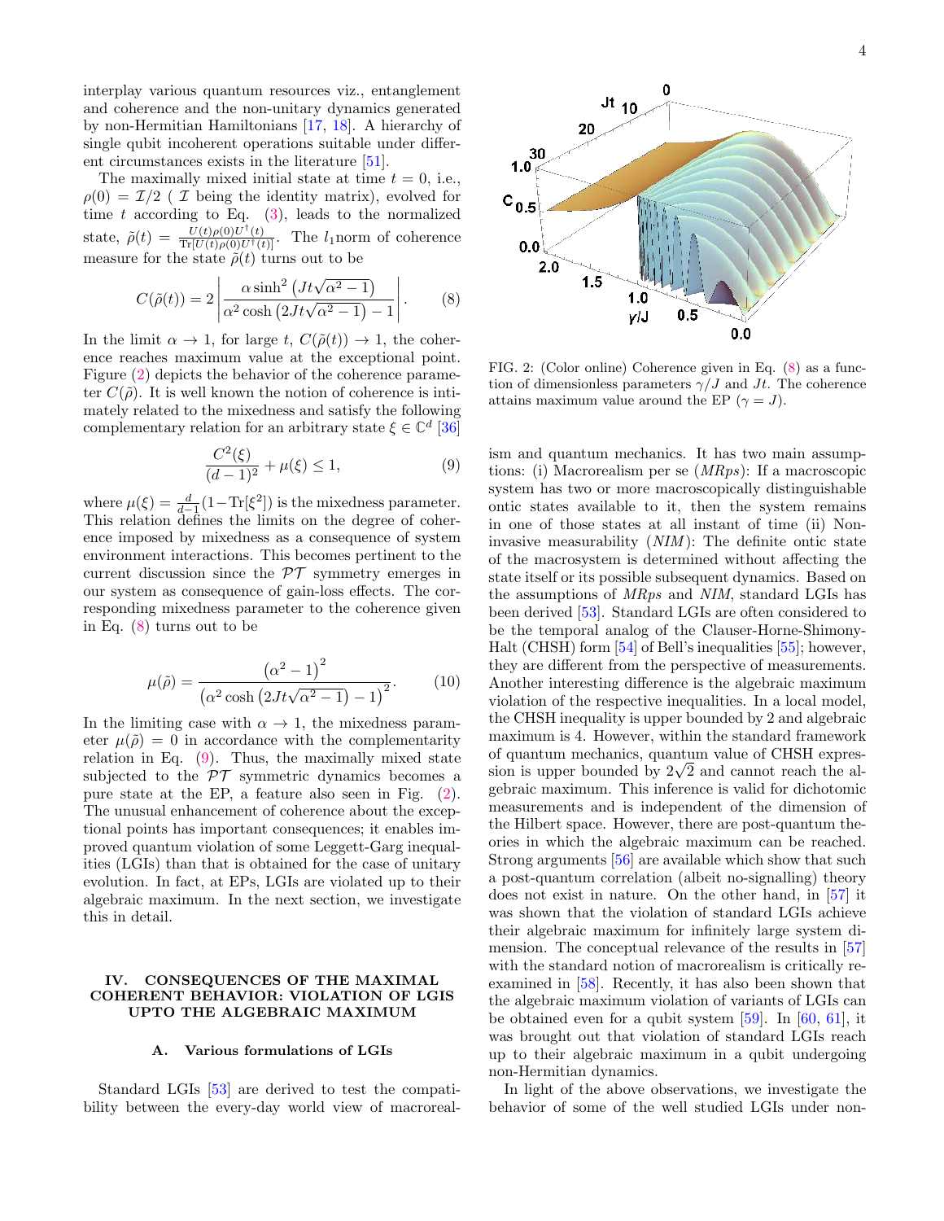interplay various quantum resources viz., entanglement and coherence and the non-unitary dynamics generated by non-Hermitian Hamiltonians [17, 18]. A hierarchy of single qubit incoherent operations suitable under different circumstances exists in the literature [51].

The maximally mixed initial state at time $t = 0$, i.e., $\rho(0) = \mathcal{I}/2$ ( $\mathcal{I}$ being the identity matrix), evolved for time $t$ according to Eq. (3), leads to the normalized state, $\tilde{\rho}(t) = \frac{U(t)\rho(0)U^\dagger(t)}{\mathrm{Tr}[U(t)\rho(0)U^\dagger(t)]}$. The $l_1$norm of coherence measure for the state $\tilde{\rho}(t)$ turns out to be

$$C(\tilde{\rho}(t)) = 2\left|\frac{\alpha \sinh^2\left(Jt\sqrt{\alpha^2-1}\right)}{\alpha^2\cosh\left(2Jt\sqrt{\alpha^2-1}\right)-1}\right|. \tag{8}$$

In the limit $\alpha \to 1$, for large $t$, $C(\tilde{\rho}(t)) \to 1$, the coherence reaches maximum value at the exceptional point. Figure (2) depicts the behavior of the coherence parameter $C(\tilde{\rho})$. It is well known the notion of coherence is intimately related to the mixedness and satisfy the following complementary relation for an arbitrary state $\xi \in \mathbb{C}^d$ [36]

$$\frac{C^2(\xi)}{(d-1)^2} + \mu(\xi) \leq 1, \tag{9}$$

where $\mu(\xi) = \frac{d}{d-1}(1-\mathrm{Tr}[\xi^2])$ is the mixedness parameter. This relation defines the limits on the degree of coherence imposed by mixedness as a consequence of system environment interactions. This becomes pertinent to the current discussion since the $\mathcal{PT}$ symmetry emerges in our system as consequence of gain-loss effects. The corresponding mixedness parameter to the coherence given in Eq. (8) turns out to be

$$\mu(\tilde{\rho}) = \frac{\left(\alpha^2-1\right)^2}{\left(\alpha^2\cosh\left(2Jt\sqrt{\alpha^2-1}\right)-1\right)^2}. \tag{10}$$

In the limiting case with $\alpha \to 1$, the mixedness parameter $\mu(\tilde{\rho}) = 0$ in accordance with the complementarity relation in Eq. (9). Thus, the maximally mixed state subjected to the $\mathcal{PT}$ symmetric dynamics becomes a pure state at the EP, a feature also seen in Fig. (2). The unusual enhancement of coherence about the exceptional points has important consequences; it enables improved quantum violation of some Leggett-Garg inequalities (LGIs) than that is obtained for the case of unitary evolution. In fact, at EPs, LGIs are violated up to their algebraic maximum. In the next section, we investigate this in detail.

FIG. 2: (Color online) Coherence given in Eq. (8) as a function of dimensionless parameters $\gamma/J$ and $Jt$. The coherence attains maximum value around the EP ($\gamma = J$).

## IV. CONSEQUENCES OF THE MAXIMAL COHERENT BEHAVIOR: VIOLATION OF LGIS UPTO THE ALGEBRAIC MAXIMUM

### A. Various formulations of LGIs

Standard LGIs [53] are derived to test the compatibility between the every-day world view of macrorealism and quantum mechanics. It has two main assumptions: (i) Macrorealism per se (*MRps*): If a macroscopic system has two or more macroscopically distinguishable ontic states available to it, then the system remains in one of those states at all instant of time (ii) Non-invasive measurability (*NIM*): The definite ontic state of the macrosystem is determined without affecting the state itself or its possible subsequent dynamics. Based on the assumptions of *MRps* and *NIM*, standard LGIs has been derived [53]. Standard LGIs are often considered to be the temporal analog of the Clauser-Horne-Shimony-Halt (CHSH) form [54] of Bell's inequalities [55]; however, they are different from the perspective of measurements. Another interesting difference is the algebraic maximum violation of the respective inequalities. In a local model, the CHSH inequality is upper bounded by 2 and algebraic maximum is 4. However, within the standard framework of quantum mechanics, quantum value of CHSH expression is upper bounded by $2\sqrt{2}$ and cannot reach the algebraic maximum. This inference is valid for dichotomic measurements and is independent of the dimension of the Hilbert space. However, there are post-quantum theories in which the algebraic maximum can be reached. Strong arguments [56] are available which show that such a post-quantum correlation (albeit no-signalling) theory does not exist in nature. On the other hand, in [57] it was shown that the violation of standard LGIs achieve their algebraic maximum for infinitely large system dimension. The conceptual relevance of the results in [57] with the standard notion of macrorealism is critically re-examined in [58]. Recently, it has also been shown that the algebraic maximum violation of variants of LGIs can be obtained even for a qubit system [59]. In [60, 61], it was brought out that violation of standard LGIs reach up to their algebraic maximum in a qubit undergoing non-Hermitian dynamics.

In light of the above observations, we investigate the behavior of some of the well studied LGIs under non-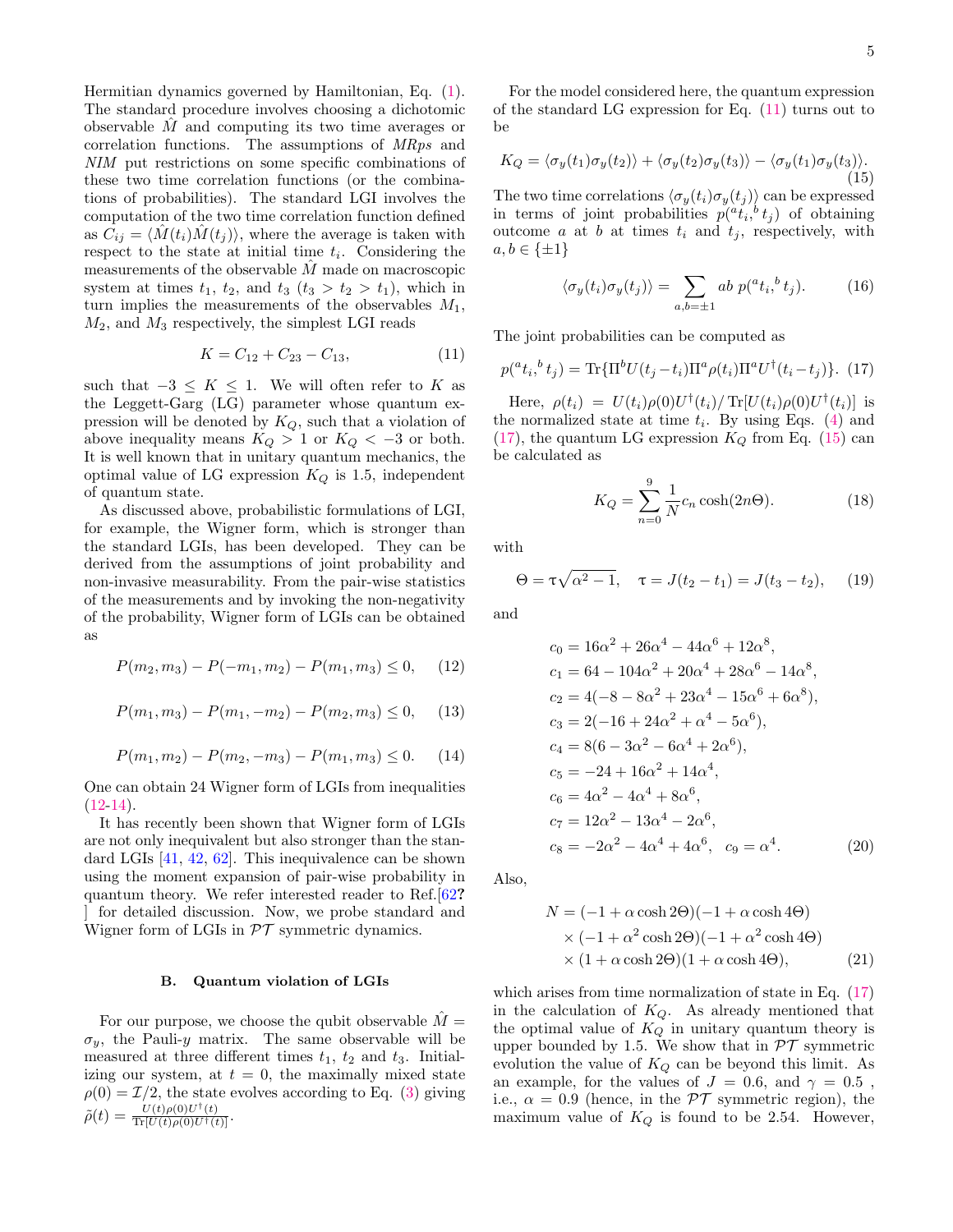Hermitian dynamics governed by Hamiltonian, Eq. (1). The standard procedure involves choosing a dichotomic observable $\hat{M}$ and computing its two time averages or correlation functions. The assumptions of *MRps* and *NIM* put restrictions on some specific combinations of these two time correlation functions (or the combinations of probabilities). The standard LGI involves the computation of the two time correlation function defined as $C_{ij} = \langle \hat{M}(t_i)\hat{M}(t_j)\rangle$, where the average is taken with respect to the state at initial time $t_i$. Considering the measurements of the observable $\hat{M}$ made on macroscopic system at times $t_1$, $t_2$, and $t_3$ ($t_3 > t_2 > t_1$), which in turn implies the measurements of the observables $M_1$, $M_2$, and $M_3$ respectively, the simplest LGI reads

$$K = C_{12} + C_{23} - C_{13}, \tag{11}$$

such that $-3 \leq K \leq 1$. We will often refer to $K$ as the Leggett-Garg (LG) parameter whose quantum expression will be denoted by $K_Q$, such that a violation of above inequality means $K_Q > 1$ or $K_Q < -3$ or both. It is well known that in unitary quantum mechanics, the optimal value of LG expression $K_Q$ is 1.5, independent of quantum state.

As discussed above, probabilistic formulations of LGI, for example, the Wigner form, which is stronger than the standard LGIs, has been developed. They can be derived from the assumptions of joint probability and non-invasive measurability. From the pair-wise statistics of the measurements and by invoking the non-negativity of the probability, Wigner form of LGIs can be obtained as

$$P(m_2, m_3) - P(-m_1, m_2) - P(m_1, m_3) \leq 0, \tag{12}$$

$$P(m_1, m_3) - P(m_1, -m_2) - P(m_2, m_3) \leq 0, \tag{13}$$

$$P(m_1, m_2) - P(m_2, -m_3) - P(m_1, m_3) \leq 0. \tag{14}$$

One can obtain 24 Wigner form of LGIs from inequalities (12-14).

It has recently been shown that Wigner form of LGIs are not only inequivalent but also stronger than the standard LGIs [41, 42, 62]. This inequivalence can be shown using the moment expansion of pair-wise probability in quantum theory. We refer interested reader to Ref.[62**?**] for detailed discussion. Now, we probe standard and Wigner form of LGIs in $\mathcal{PT}$ symmetric dynamics.

### B. Quantum violation of LGIs

For our purpose, we choose the qubit observable $\hat{M} = \sigma_y$, the Pauli-$y$ matrix. The same observable will be measured at three different times $t_1$, $t_2$ and $t_3$. Initializing our system, at $t = 0$, the maximally mixed state $\rho(0) = \mathcal{I}/2$, the state evolves according to Eq. (3) giving $\tilde{\rho}(t) = \frac{U(t)\rho(0)U^\dagger(t)}{\text{Tr}[U(t)\rho(0)U^\dagger(t)]}$.

For the model considered here, the quantum expression of the standard LG expression for Eq. (11) turns out to be

$$K_Q = \langle \sigma_y(t_1)\sigma_y(t_2)\rangle + \langle \sigma_y(t_2)\sigma_y(t_3)\rangle - \langle \sigma_y(t_1)\sigma_y(t_3)\rangle. \tag{15}$$

The two time correlations $\langle \sigma_y(t_i)\sigma_y(t_j)\rangle$ can be expressed in terms of joint probabilities $p(^a t_i, ^b t_j)$ of obtaining outcome $a$ at $b$ at times $t_i$ and $t_j$, respectively, with $a, b \in \{\pm 1\}$

$$\langle \sigma_y(t_i)\sigma_y(t_j)\rangle = \sum_{a,b=\pm 1} ab\ p(^a t_i, ^b t_j). \tag{16}$$

The joint probabilities can be computed as

$$p(^a t_i, ^b t_j) = \text{Tr}\{\Pi^b U(t_j - t_i)\Pi^a \rho(t_i)\Pi^a U^\dagger(t_i - t_j)\}. \tag{17}$$

Here, $\rho(t_i) = U(t_i)\rho(0)U^\dagger(t_i)/\,\text{Tr}[U(t_i)\rho(0)U^\dagger(t_i)]$ is the normalized state at time $t_i$. By using Eqs. (4) and (17), the quantum LG expression $K_Q$ from Eq. (15) can be calculated as

$$K_Q = \sum_{n=0}^{9} \frac{1}{N} c_n \cosh(2n\Theta). \tag{18}$$

with

$$\Theta = \tau\sqrt{\alpha^2 - 1}, \quad \tau = J(t_2 - t_1) = J(t_3 - t_2), \tag{19}$$

and

$$\begin{aligned}
c_0 &= 16\alpha^2 + 26\alpha^4 - 44\alpha^6 + 12\alpha^8, \\
c_1 &= 64 - 104\alpha^2 + 20\alpha^4 + 28\alpha^6 - 14\alpha^8, \\
c_2 &= 4(-8 - 8\alpha^2 + 23\alpha^4 - 15\alpha^6 + 6\alpha^8), \\
c_3 &= 2(-16 + 24\alpha^2 + \alpha^4 - 5\alpha^6), \\
c_4 &= 8(6 - 3\alpha^2 - 6\alpha^4 + 2\alpha^6), \\
c_5 &= -24 + 16\alpha^2 + 14\alpha^4, \\
c_6 &= 4\alpha^2 - 4\alpha^4 + 8\alpha^6, \\
c_7 &= 12\alpha^2 - 13\alpha^4 - 2\alpha^6, \\
c_8 &= -2\alpha^2 - 4\alpha^4 + 4\alpha^6, \quad c_9 = \alpha^4.
\end{aligned} \tag{20}$$

Also,

$$\begin{aligned}
N = &(-1 + \alpha\cosh 2\Theta)(-1 + \alpha\cosh 4\Theta) \\
&\times (-1 + \alpha^2\cosh 2\Theta)(-1 + \alpha^2\cosh 4\Theta) \\
&\times (1 + \alpha\cosh 2\Theta)(1 + \alpha\cosh 4\Theta),
\end{aligned} \tag{21}$$

which arises from time normalization of state in Eq. (17) in the calculation of $K_Q$. As already mentioned that the optimal value of $K_Q$ in unitary quantum theory is upper bounded by 1.5. We show that in $\mathcal{PT}$ symmetric evolution the value of $K_Q$ can be beyond this limit. As an example, for the values of $J = 0.6$, and $\gamma = 0.5$ , i.e., $\alpha = 0.9$ (hence, in the $\mathcal{PT}$ symmetric region), the maximum value of $K_Q$ is found to be 2.54. However,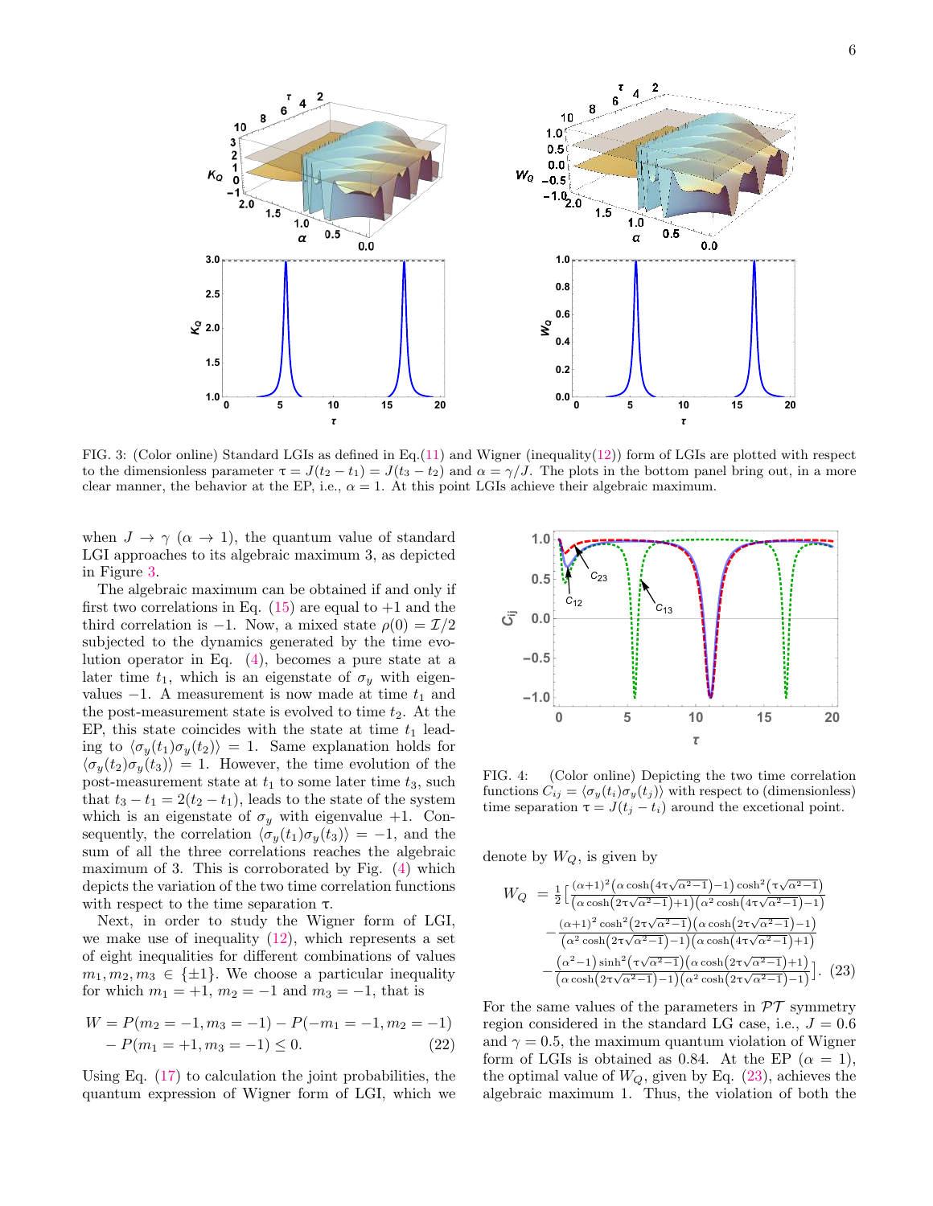FIG. 3: (Color online) Standard LGIs as defined in Eq.(11) and Wigner (inequality(12)) form of LGIs are plotted with respect to the dimensionless parameter $\tau = J(t_2 - t_1) = J(t_3 - t_2)$ and $\alpha = \gamma/J$. The plots in the bottom panel bring out, in a more clear manner, the behavior at the EP, i.e., $\alpha = 1$. At this point LGIs achieve their algebraic maximum.

when $J \to \gamma$ ($\alpha \to 1$), the quantum value of standard LGI approaches to its algebraic maximum 3, as depicted in Figure 3.

The algebraic maximum can be obtained if and only if first two correlations in Eq. (15) are equal to +1 and the third correlation is −1. Now, a mixed state $\rho(0) = \mathcal{I}/2$ subjected to the dynamics generated by the time evolution operator in Eq. (4), becomes a pure state at a later time $t_1$, which is an eigenstate of $\sigma_y$ with eigenvalues −1. A measurement is now made at time $t_1$ and the post-measurement state is evolved to time $t_2$. At the EP, this state coincides with the state at time $t_1$ leading to $\langle\sigma_y(t_1)\sigma_y(t_2)\rangle = 1$. Same explanation holds for $\langle\sigma_y(t_2)\sigma_y(t_3)\rangle = 1$. However, the time evolution of the post-measurement state at $t_1$ to some later time $t_3$, such that $t_3 - t_1 = 2(t_2 - t_1)$, leads to the state of the system which is an eigenstate of $\sigma_y$ with eigenvalue +1. Consequently, the correlation $\langle\sigma_y(t_1)\sigma_y(t_3)\rangle = -1$, and the sum of all the three correlations reaches the algebraic maximum of 3. This is corroborated by Fig. (4) which depicts the variation of the two time correlation functions with respect to the time separation $\tau$.

Next, in order to study the Wigner form of LGI, we make use of inequality (12), which represents a set of eight inequalities for different combinations of values $m_1, m_2, m_3 \in \{\pm 1\}$. We choose a particular inequality for which $m_1 = +1$, $m_2 = -1$ and $m_3 = -1$, that is

$$W = P(m_2 = -1, m_3 = -1) - P(-m_1 = -1, m_2 = -1) - P(m_1 = +1, m_3 = -1) \leq 0. \tag{22}$$

Using Eq. (17) to calculation the joint probabilities, the quantum expression of Wigner form of LGI, which we denote by $W_Q$, is given by

FIG. 4: (Color online) Depicting the two time correlation functions $C_{ij} = \langle\sigma_y(t_i)\sigma_y(t_j)\rangle$ with respect to (dimensionless) time separation $\tau = J(t_j - t_i)$ around the excetional point.

$$\begin{aligned}
W_Q &= \frac{1}{2}\Big[\frac{(\alpha+1)^2\left(\alpha\cosh\left(4\tau\sqrt{\alpha^2-1}\right)-1\right)\cosh^2\left(\tau\sqrt{\alpha^2-1}\right)}{\left(\alpha\cosh\left(2\tau\sqrt{\alpha^2-1}\right)+1\right)\left(\alpha^2\cosh\left(4\tau\sqrt{\alpha^2-1}\right)-1\right)} \\
&\quad -\frac{(\alpha+1)^2\cosh^2\left(2\tau\sqrt{\alpha^2-1}\right)\left(\alpha\cosh\left(2\tau\sqrt{\alpha^2-1}\right)-1\right)}{\left(\alpha^2\cosh\left(2\tau\sqrt{\alpha^2-1}\right)-1\right)\left(\alpha\cosh\left(4\tau\sqrt{\alpha^2-1}\right)+1\right)} \\
&\quad -\frac{\left(\alpha^2-1\right)\sinh^2\left(\tau\sqrt{\alpha^2-1}\right)\left(\alpha\cosh\left(2\tau\sqrt{\alpha^2-1}\right)+1\right)}{\left(\alpha\cosh\left(2\tau\sqrt{\alpha^2-1}\right)-1\right)\left(\alpha^2\cosh\left(2\tau\sqrt{\alpha^2-1}\right)-1\right)}\Big]. \tag{23}
\end{aligned}$$

For the same values of the parameters in $\mathcal{PT}$ symmetry region considered in the standard LG case, i.e., $J = 0.6$ and $\gamma = 0.5$, the maximum quantum violation of Wigner form of LGIs is obtained as 0.84. At the EP ($\alpha = 1$), the optimal value of $W_Q$, given by Eq. (23), achieves the algebraic maximum 1. Thus, the violation of both the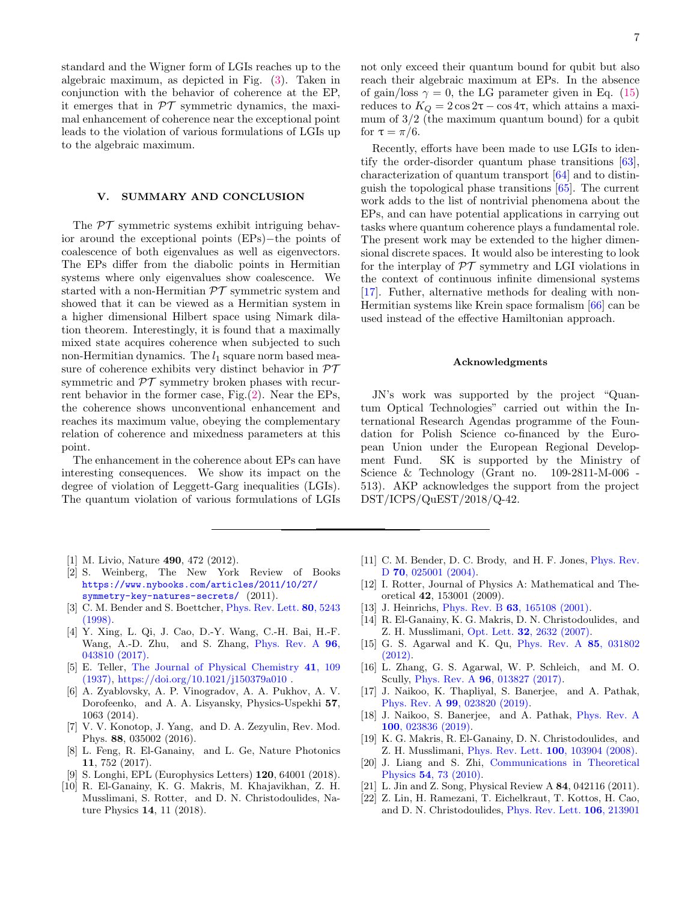standard and the Wigner form of LGIs reaches up to the algebraic maximum, as depicted in Fig. (3). Taken in conjunction with the behavior of coherence at the EP, it emerges that in $\mathcal{PT}$ symmetric dynamics, the maximal enhancement of coherence near the exceptional point leads to the violation of various formulations of LGIs up to the algebraic maximum.

## V. SUMMARY AND CONCLUSION

The $\mathcal{PT}$ symmetric systems exhibit intriguing behavior around the exceptional points (EPs)−the points of coalescence of both eigenvalues as well as eigenvectors. The EPs differ from the diabolic points in Hermitian systems where only eigenvalues show coalescence. We started with a non-Hermitian $\mathcal{PT}$ symmetric system and showed that it can be viewed as a Hermitian system in a higher dimensional Hilbert space using Nimark dilation theorem. Interestingly, it is found that a maximally mixed state acquires coherence when subjected to such non-Hermitian dynamics. The $l_1$ square norm based measure of coherence exhibits very distinct behavior in $\mathcal{PT}$ symmetric and $\mathcal{PT}$ symmetry broken phases with recurrent behavior in the former case, Fig.(2). Near the EPs, the coherence shows unconventional enhancement and reaches its maximum value, obeying the complementary relation of coherence and mixedness parameters at this point.

The enhancement in the coherence about EPs can have interesting consequences. We show its impact on the degree of violation of Leggett-Garg inequalities (LGIs). The quantum violation of various formulations of LGIs not only exceed their quantum bound for qubit but also reach their algebraic maximum at EPs. In the absence of gain/loss $\gamma = 0$, the LG parameter given in Eq. (15) reduces to $K_Q = 2\cos 2\tau - \cos 4\tau$, which attains a maximum of $3/2$ (the maximum quantum bound) for a qubit for $\tau = \pi/6$.

Recently, efforts have been made to use LGIs to identify the order-disorder quantum phase transitions [63], characterization of quantum transport [64] and to distinguish the topological phase transitions [65]. The current work adds to the list of nontrivial phenomena about the EPs, and can have potential applications in carrying out tasks where quantum coherence plays a fundamental role. The present work may be extended to the higher dimensional discrete spaces. It would also be interesting to look for the interplay of $\mathcal{PT}$ symmetry and LGI violations in the context of continuous infinite dimensional systems [17]. Futher, alternative methods for dealing with non-Hermitian systems like Krein space formalism [66] can be used instead of the effective Hamiltonian approach.

### Acknowledgments

JN's work was supported by the project "Quantum Optical Technologies" carried out within the International Research Agendas programme of the Foundation for Polish Science co-financed by the European Union under the European Regional Development Fund. SK is supported by the Ministry of Science & Technology (Grant no. 109-2811-M-006 - 513). AKP acknowledges the support from the project DST/ICPS/QuEST/2018/Q-42.

---

[1] M. Livio, Nature **490**, 472 (2012).
[2] S. Weinberg, The New York Review of Books https://www.nybooks.com/articles/2011/10/27/symmetry-key-natures-secrets/ (2011).
[3] C. M. Bender and S. Boettcher, Phys. Rev. Lett. **80**, 5243 (1998).
[4] Y. Xing, L. Qi, J. Cao, D.-Y. Wang, C.-H. Bai, H.-F. Wang, A.-D. Zhu, and S. Zhang, Phys. Rev. A **96**, 043810 (2017).
[5] E. Teller, The Journal of Physical Chemistry **41**, 109 (1937), https://doi.org/10.1021/j150379a010 .
[6] A. Zyablovsky, A. P. Vinogradov, A. A. Pukhov, A. V. Dorofeenko, and A. A. Lisyansky, Physics-Uspekhi **57**, 1063 (2014).
[7] V. V. Konotop, J. Yang, and D. A. Zezyulin, Rev. Mod. Phys. **88**, 035002 (2016).
[8] L. Feng, R. El-Ganainy, and L. Ge, Nature Photonics **11**, 752 (2017).
[9] S. Longhi, EPL (Europhysics Letters) **120**, 64001 (2018).
[10] R. El-Ganainy, K. G. Makris, M. Khajavikhan, Z. H. Musslimani, S. Rotter, and D. N. Christodoulides, Nature Physics **14**, 11 (2018).
[11] C. M. Bender, D. C. Brody, and H. F. Jones, Phys. Rev. D **70**, 025001 (2004).
[12] I. Rotter, Journal of Physics A: Mathematical and Theoretical **42**, 153001 (2009).
[13] J. Heinrichs, Phys. Rev. B **63**, 165108 (2001).
[14] R. El-Ganainy, K. G. Makris, D. N. Christodoulides, and Z. H. Musslimani, Opt. Lett. **32**, 2632 (2007).
[15] G. S. Agarwal and K. Qu, Phys. Rev. A **85**, 031802 (2012).
[16] L. Zhang, G. S. Agarwal, W. P. Schleich, and M. O. Scully, Phys. Rev. A **96**, 013827 (2017).
[17] J. Naikoo, K. Thapliyal, S. Banerjee, and A. Pathak, Phys. Rev. A **99**, 023820 (2019).
[18] J. Naikoo, S. Banerjee, and A. Pathak, Phys. Rev. A **100**, 023836 (2019).
[19] K. G. Makris, R. El-Ganainy, D. N. Christodoulides, and Z. H. Musslimani, Phys. Rev. Lett. **100**, 103904 (2008).
[20] J. Liang and S. Zhi, Communications in Theoretical Physics **54**, 73 (2010).
[21] L. Jin and Z. Song, Physical Review A **84**, 042116 (2011).
[22] Z. Lin, H. Ramezani, T. Eichelkraut, T. Kottos, H. Cao, and D. N. Christodoulides, Phys. Rev. Lett. **106**, 213901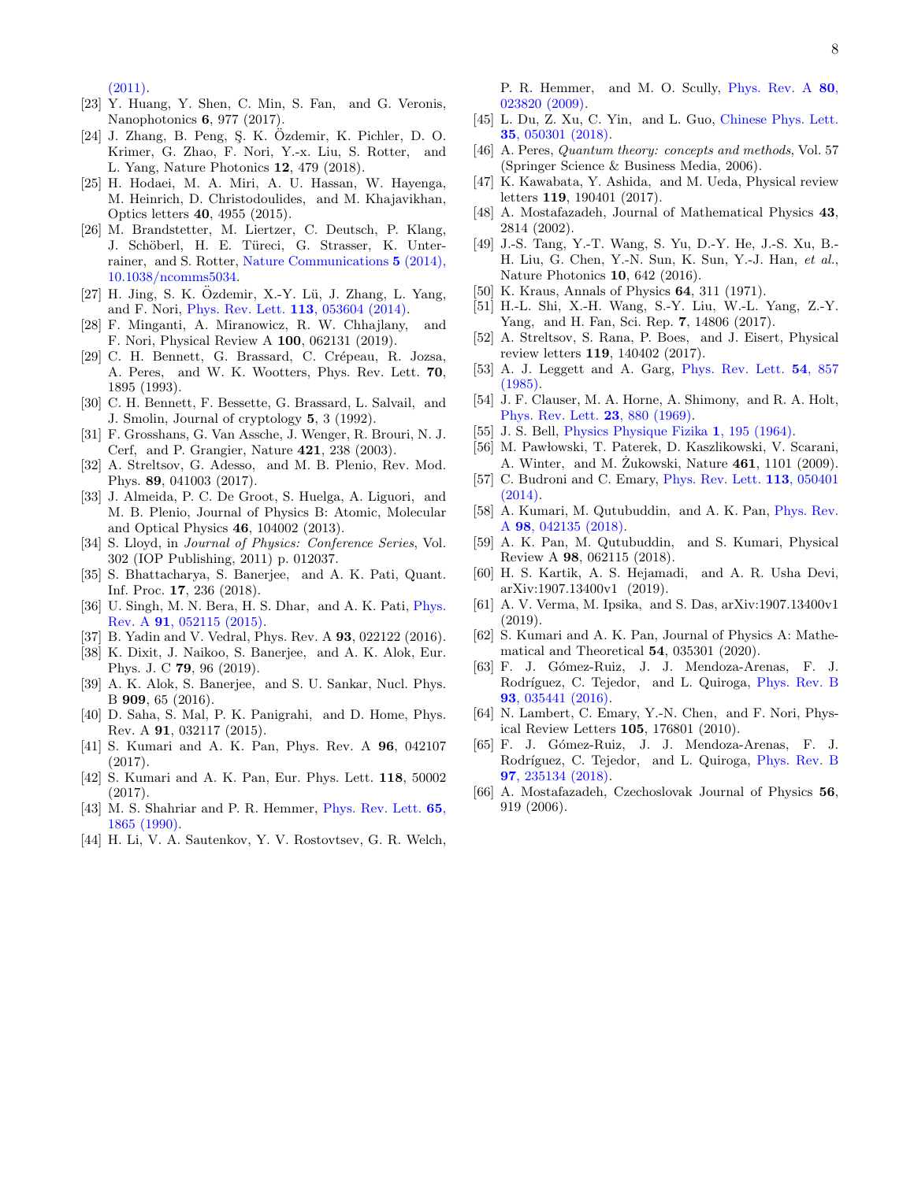(2011).

[23] Y. Huang, Y. Shen, C. Min, S. Fan, and G. Veronis, Nanophotonics **6**, 977 (2017).

[24] J. Zhang, B. Peng, Ş. K. Özdemir, K. Pichler, D. O. Krimer, G. Zhao, F. Nori, Y.-x. Liu, S. Rotter, and L. Yang, Nature Photonics **12**, 479 (2018).

[25] H. Hodaei, M. A. Miri, A. U. Hassan, W. Hayenga, M. Heinrich, D. Christodoulides, and M. Khajavikhan, Optics letters **40**, 4955 (2015).

[26] M. Brandstetter, M. Liertzer, C. Deutsch, P. Klang, J. Schöberl, H. E. Türeci, G. Strasser, K. Unterrainer, and S. Rotter, Nature Communications **5** (2014), 10.1038/ncomms5034.

[27] H. Jing, S. K. Özdemir, X.-Y. Lü, J. Zhang, L. Yang, and F. Nori, Phys. Rev. Lett. **113**, 053604 (2014).

[28] F. Minganti, A. Miranowicz, R. W. Chhajlany, and F. Nori, Physical Review A **100**, 062131 (2019).

[29] C. H. Bennett, G. Brassard, C. Crépeau, R. Jozsa, A. Peres, and W. K. Wootters, Phys. Rev. Lett. **70**, 1895 (1993).

[30] C. H. Bennett, F. Bessette, G. Brassard, L. Salvail, and J. Smolin, Journal of cryptology **5**, 3 (1992).

[31] F. Grosshans, G. Van Assche, J. Wenger, R. Brouri, N. J. Cerf, and P. Grangier, Nature **421**, 238 (2003).

[32] A. Streltsov, G. Adesso, and M. B. Plenio, Rev. Mod. Phys. **89**, 041003 (2017).

[33] J. Almeida, P. C. De Groot, S. Huelga, A. Liguori, and M. B. Plenio, Journal of Physics B: Atomic, Molecular and Optical Physics **46**, 104002 (2013).

[34] S. Lloyd, in *Journal of Physics: Conference Series*, Vol. 302 (IOP Publishing, 2011) p. 012037.

[35] S. Bhattacharya, S. Banerjee, and A. K. Pati, Quant. Inf. Proc. **17**, 236 (2018).

[36] U. Singh, M. N. Bera, H. S. Dhar, and A. K. Pati, Phys. Rev. A **91**, 052115 (2015).

[37] B. Yadin and V. Vedral, Phys. Rev. A **93**, 022122 (2016).

[38] K. Dixit, J. Naikoo, S. Banerjee, and A. K. Alok, Eur. Phys. J. C **79**, 96 (2019).

[39] A. K. Alok, S. Banerjee, and S. U. Sankar, Nucl. Phys. B **909**, 65 (2016).

[40] D. Saha, S. Mal, P. K. Panigrahi, and D. Home, Phys. Rev. A **91**, 032117 (2015).

[41] S. Kumari and A. K. Pan, Phys. Rev. A **96**, 042107 (2017).

[42] S. Kumari and A. K. Pan, Eur. Phys. Lett. **118**, 50002 (2017).

[43] M. S. Shahriar and P. R. Hemmer, Phys. Rev. Lett. **65**, 1865 (1990).

[44] H. Li, V. A. Sautenkov, Y. V. Rostovtsev, G. R. Welch, P. R. Hemmer, and M. O. Scully, Phys. Rev. A **80**, 023820 (2009).

[45] L. Du, Z. Xu, C. Yin, and L. Guo, Chinese Phys. Lett. **35**, 050301 (2018).

[46] A. Peres, *Quantum theory: concepts and methods*, Vol. 57 (Springer Science & Business Media, 2006).

[47] K. Kawabata, Y. Ashida, and M. Ueda, Physical review letters **119**, 190401 (2017).

[48] A. Mostafazadeh, Journal of Mathematical Physics **43**, 2814 (2002).

[49] J.-S. Tang, Y.-T. Wang, S. Yu, D.-Y. He, J.-S. Xu, B.-H. Liu, G. Chen, Y.-N. Sun, K. Sun, Y.-J. Han, *et al.*, Nature Photonics **10**, 642 (2016).

[50] K. Kraus, Annals of Physics **64**, 311 (1971).

[51] H.-L. Shi, X.-H. Wang, S.-Y. Liu, W.-L. Yang, Z.-Y. Yang, and H. Fan, Sci. Rep. **7**, 14806 (2017).

[52] A. Streltsov, S. Rana, P. Boes, and J. Eisert, Physical review letters **119**, 140402 (2017).

[53] A. J. Leggett and A. Garg, Phys. Rev. Lett. **54**, 857 (1985).

[54] J. F. Clauser, M. A. Horne, A. Shimony, and R. A. Holt, Phys. Rev. Lett. **23**, 880 (1969).

[55] J. S. Bell, Physics Physique Fizika **1**, 195 (1964).

[56] M. Pawłowski, T. Paterek, D. Kaszlikowski, V. Scarani, A. Winter, and M. Żukowski, Nature **461**, 1101 (2009).

[57] C. Budroni and C. Emary, Phys. Rev. Lett. **113**, 050401 (2014).

[58] A. Kumari, M. Qutubuddin, and A. K. Pan, Phys. Rev. A **98**, 042135 (2018).

[59] A. K. Pan, M. Qutubuddin, and S. Kumari, Physical Review A **98**, 062115 (2018).

[60] H. S. Kartik, A. S. Hejamadi, and A. R. Usha Devi, arXiv:1907.13400v1 (2019).

[61] A. V. Verma, M. Ipsika, and S. Das, arXiv:1907.13400v1 (2019).

[62] S. Kumari and A. K. Pan, Journal of Physics A: Mathematical and Theoretical **54**, 035301 (2020).

[63] F. J. Gómez-Ruiz, J. J. Mendoza-Arenas, F. J. Rodríguez, C. Tejedor, and L. Quiroga, Phys. Rev. B **93**, 035441 (2016).

[64] N. Lambert, C. Emary, Y.-N. Chen, and F. Nori, Physical Review Letters **105**, 176801 (2010).

[65] F. J. Gómez-Ruiz, J. J. Mendoza-Arenas, F. J. Rodríguez, C. Tejedor, and L. Quiroga, Phys. Rev. B **97**, 235134 (2018).

[66] A. Mostafazadeh, Czechoslovak Journal of Physics **56**, 919 (2006).